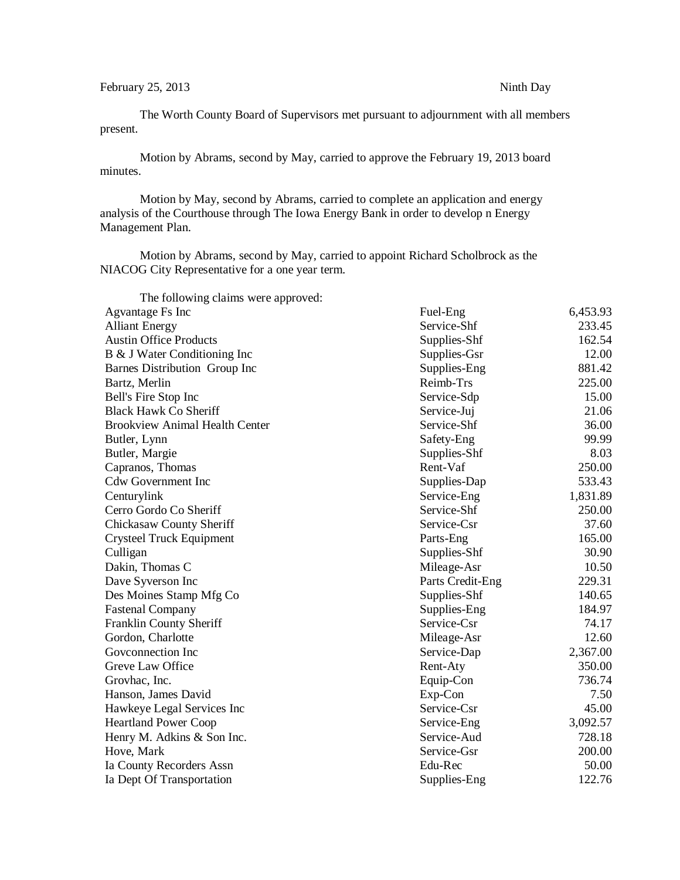February 25, 2013 Ninth Day

The Worth County Board of Supervisors met pursuant to adjournment with all members present.

Motion by Abrams, second by May, carried to approve the February 19, 2013 board minutes.

Motion by May, second by Abrams, carried to complete an application and energy analysis of the Courthouse through The Iowa Energy Bank in order to develop n Energy Management Plan.

Motion by Abrams, second by May, carried to appoint Richard Scholbrock as the NIACOG City Representative for a one year term.

The following claims were approved:

| | | |
|---|---|---|
| Agvantage Fs Inc | Fuel-Eng | 6,453.93 |
| Alliant Energy | Service-Shf | 233.45 |
| Austin Office Products | Supplies-Shf | 162.54 |
| B & J Water Conditioning Inc | Supplies-Gsr | 12.00 |
| Barnes Distribution Group Inc | Supplies-Eng | 881.42 |
| Bartz, Merlin | Reimb-Trs | 225.00 |
| Bell's Fire Stop Inc | Service-Sdp | 15.00 |
| Black Hawk Co Sheriff | Service-Juj | 21.06 |
| Brookview Animal Health Center | Service-Shf | 36.00 |
| Butler, Lynn | Safety-Eng | 99.99 |
| Butler, Margie | Supplies-Shf | 8.03 |
| Capranos, Thomas | Rent-Vaf | 250.00 |
| Cdw Government Inc | Supplies-Dap | 533.43 |
| Centurylink | Service-Eng | 1,831.89 |
| Cerro Gordo Co Sheriff | Service-Shf | 250.00 |
| Chickasaw County Sheriff | Service-Csr | 37.60 |
| Crysteel Truck Equipment | Parts-Eng | 165.00 |
| Culligan | Supplies-Shf | 30.90 |
| Dakin, Thomas C | Mileage-Asr | 10.50 |
| Dave Syverson Inc | Parts Credit-Eng | 229.31 |
| Des Moines Stamp Mfg Co | Supplies-Shf | 140.65 |
| Fastenal Company | Supplies-Eng | 184.97 |
| Franklin County Sheriff | Service-Csr | 74.17 |
| Gordon, Charlotte | Mileage-Asr | 12.60 |
| Govconnection Inc | Service-Dap | 2,367.00 |
| Greve Law Office | Rent-Aty | 350.00 |
| Grovhac, Inc. | Equip-Con | 736.74 |
| Hanson, James David | Exp-Con | 7.50 |
| Hawkeye Legal Services Inc | Service-Csr | 45.00 |
| Heartland Power Coop | Service-Eng | 3,092.57 |
| Henry M. Adkins & Son Inc. | Service-Aud | 728.18 |
| Hove, Mark | Service-Gsr | 200.00 |
| Ia County Recorders Assn | Edu-Rec | 50.00 |
| Ia Dept Of Transportation | Supplies-Eng | 122.76 |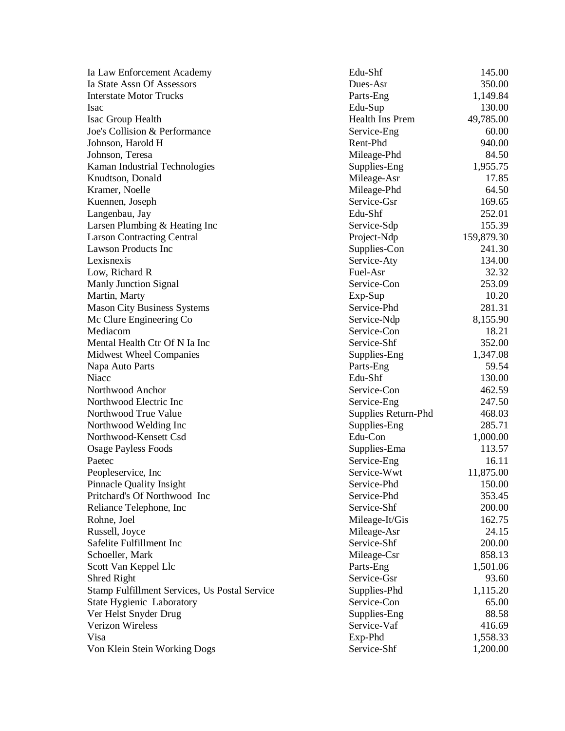| | | |
|---|---|---|
| Ia Law Enforcement Academy | Edu-Shf | 145.00 |
| Ia State Assn Of Assessors | Dues-Asr | 350.00 |
| Interstate Motor Trucks | Parts-Eng | 1,149.84 |
| Isac | Edu-Sup | 130.00 |
| Isac Group Health | Health Ins Prem | 49,785.00 |
| Joe's Collision & Performance | Service-Eng | 60.00 |
| Johnson, Harold H | Rent-Phd | 940.00 |
| Johnson, Teresa | Mileage-Phd | 84.50 |
| Kaman Industrial Technologies | Supplies-Eng | 1,955.75 |
| Knudtson, Donald | Mileage-Asr | 17.85 |
| Kramer, Noelle | Mileage-Phd | 64.50 |
| Kuennen, Joseph | Service-Gsr | 169.65 |
| Langenbau, Jay | Edu-Shf | 252.01 |
| Larsen Plumbing & Heating Inc | Service-Sdp | 155.39 |
| Larson Contracting Central | Project-Ndp | 159,879.30 |
| Lawson Products Inc | Supplies-Con | 241.30 |
| Lexisnexis | Service-Aty | 134.00 |
| Low, Richard R | Fuel-Asr | 32.32 |
| Manly Junction Signal | Service-Con | 253.09 |
| Martin, Marty | Exp-Sup | 10.20 |
| Mason City Business Systems | Service-Phd | 281.31 |
| Mc Clure Engineering Co | Service-Ndp | 8,155.90 |
| Mediacom | Service-Con | 18.21 |
| Mental Health Ctr Of N Ia Inc | Service-Shf | 352.00 |
| Midwest Wheel Companies | Supplies-Eng | 1,347.08 |
| Napa Auto Parts | Parts-Eng | 59.54 |
| Niacc | Edu-Shf | 130.00 |
| Northwood Anchor | Service-Con | 462.59 |
| Northwood Electric Inc | Service-Eng | 247.50 |
| Northwood True Value | Supplies Return-Phd | 468.03 |
| Northwood Welding Inc | Supplies-Eng | 285.71 |
| Northwood-Kensett Csd | Edu-Con | 1,000.00 |
| Osage Payless Foods | Supplies-Ema | 113.57 |
| Paetec | Service-Eng | 16.11 |
| Peopleservice, Inc | Service-Wwt | 11,875.00 |
| Pinnacle Quality Insight | Service-Phd | 150.00 |
| Pritchard's Of Northwood Inc | Service-Phd | 353.45 |
| Reliance Telephone, Inc | Service-Shf | 200.00 |
| Rohne, Joel | Mileage-It/Gis | 162.75 |
| Russell, Joyce | Mileage-Asr | 24.15 |
| Safelite Fulfillment Inc | Service-Shf | 200.00 |
| Schoeller, Mark | Mileage-Csr | 858.13 |
| Scott Van Keppel Llc | Parts-Eng | 1,501.06 |
| Shred Right | Service-Gsr | 93.60 |
| Stamp Fulfillment Services, Us Postal Service | Supplies-Phd | 1,115.20 |
| State Hygienic Laboratory | Service-Con | 65.00 |
| Ver Helst Snyder Drug | Supplies-Eng | 88.58 |
| Verizon Wireless | Service-Vaf | 416.69 |
| Visa | Exp-Phd | 1,558.33 |
| Von Klein Stein Working Dogs | Service-Shf | 1,200.00 |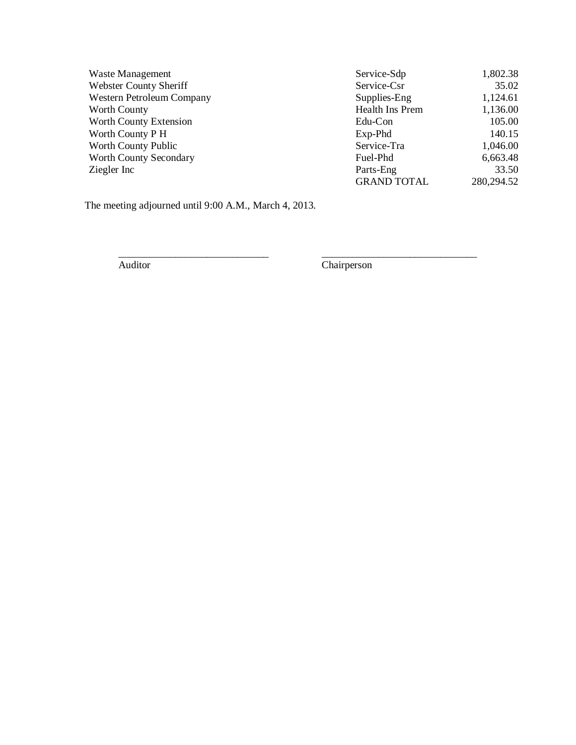| | | |
|---|---|---|
| Waste Management | Service-Sdp | 1,802.38 |
| Webster County Sheriff | Service-Csr | 35.02 |
| Western Petroleum Company | Supplies-Eng | 1,124.61 |
| Worth County | Health Ins Prem | 1,136.00 |
| Worth County Extension | Edu-Con | 105.00 |
| Worth County P H | Exp-Phd | 140.15 |
| Worth County Public | Service-Tra | 1,046.00 |
| Worth County Secondary | Fuel-Phd | 6,663.48 |
| Ziegler Inc | Parts-Eng | 33.50 |
| | GRAND TOTAL | 280,294.52 |

The meeting adjourned until 9:00 A.M., March 4, 2013.

_____________________________ _____________________________

Auditor Chairperson